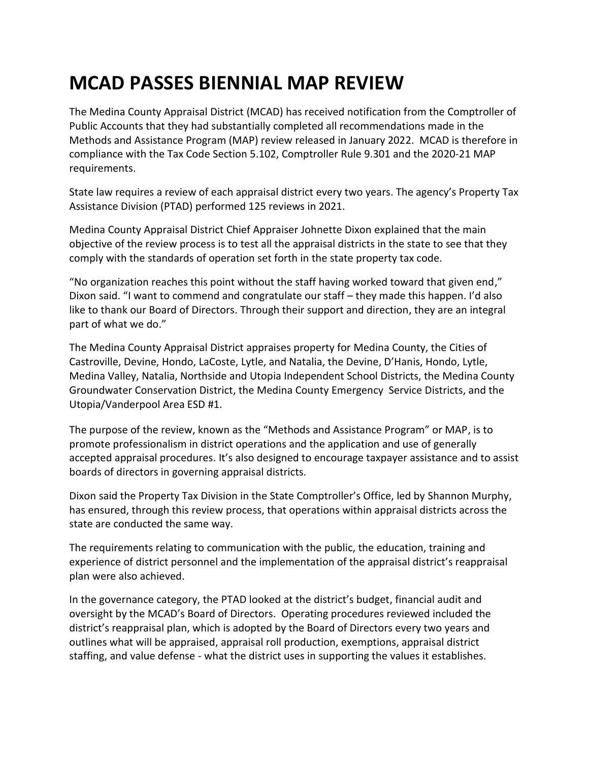# MCAD PASSES BIENNIAL MAP REVIEW

The Medina County Appraisal District (MCAD) has received notification from the Comptroller of Public Accounts that they had substantially completed all recommendations made in the Methods and Assistance Program (MAP) review released in January 2022. MCAD is therefore in compliance with the Tax Code Section 5.102, Comptroller Rule 9.301 and the 2020-21 MAP requirements.

State law requires a review of each appraisal district every two years. The agency's Property Tax Assistance Division (PTAD) performed 125 reviews in 2021.

Medina County Appraisal District Chief Appraiser Johnette Dixon explained that the main objective of the review process is to test all the appraisal districts in the state to see that they comply with the standards of operation set forth in the state property tax code.

"No organization reaches this point without the staff having worked toward that given end," Dixon said. "I want to commend and congratulate our staff – they made this happen. I'd also like to thank our Board of Directors. Through their support and direction, they are an integral part of what we do."

The Medina County Appraisal District appraises property for Medina County, the Cities of Castroville, Devine, Hondo, LaCoste, Lytle, and Natalia, the Devine, D'Hanis, Hondo, Lytle, Medina Valley, Natalia, Northside and Utopia Independent School Districts, the Medina County Groundwater Conservation District, the Medina County Emergency Service Districts, and the Utopia/Vanderpool Area ESD #1.

The purpose of the review, known as the "Methods and Assistance Program" or MAP, is to promote professionalism in district operations and the application and use of generally accepted appraisal procedures. It's also designed to encourage taxpayer assistance and to assist boards of directors in governing appraisal districts.

Dixon said the Property Tax Division in the State Comptroller's Office, led by Shannon Murphy, has ensured, through this review process, that operations within appraisal districts across the state are conducted the same way.

The requirements relating to communication with the public, the education, training and experience of district personnel and the implementation of the appraisal district's reappraisal plan were also achieved.

In the governance category, the PTAD looked at the district's budget, financial audit and oversight by the MCAD's Board of Directors. Operating procedures reviewed included the district's reappraisal plan, which is adopted by the Board of Directors every two years and outlines what will be appraised, appraisal roll production, exemptions, appraisal district staffing, and value defense - what the district uses in supporting the values it establishes.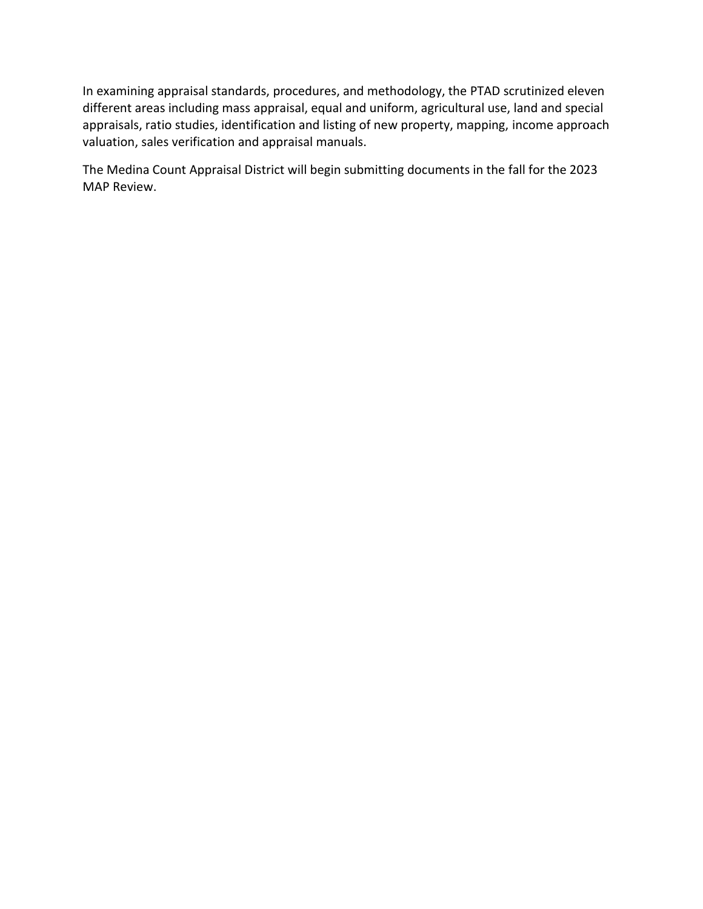In examining appraisal standards, procedures, and methodology, the PTAD scrutinized eleven different areas including mass appraisal, equal and uniform, agricultural use, land and special appraisals, ratio studies, identification and listing of new property, mapping, income approach valuation, sales verification and appraisal manuals.

The Medina Count Appraisal District will begin submitting documents in the fall for the 2023 MAP Review.